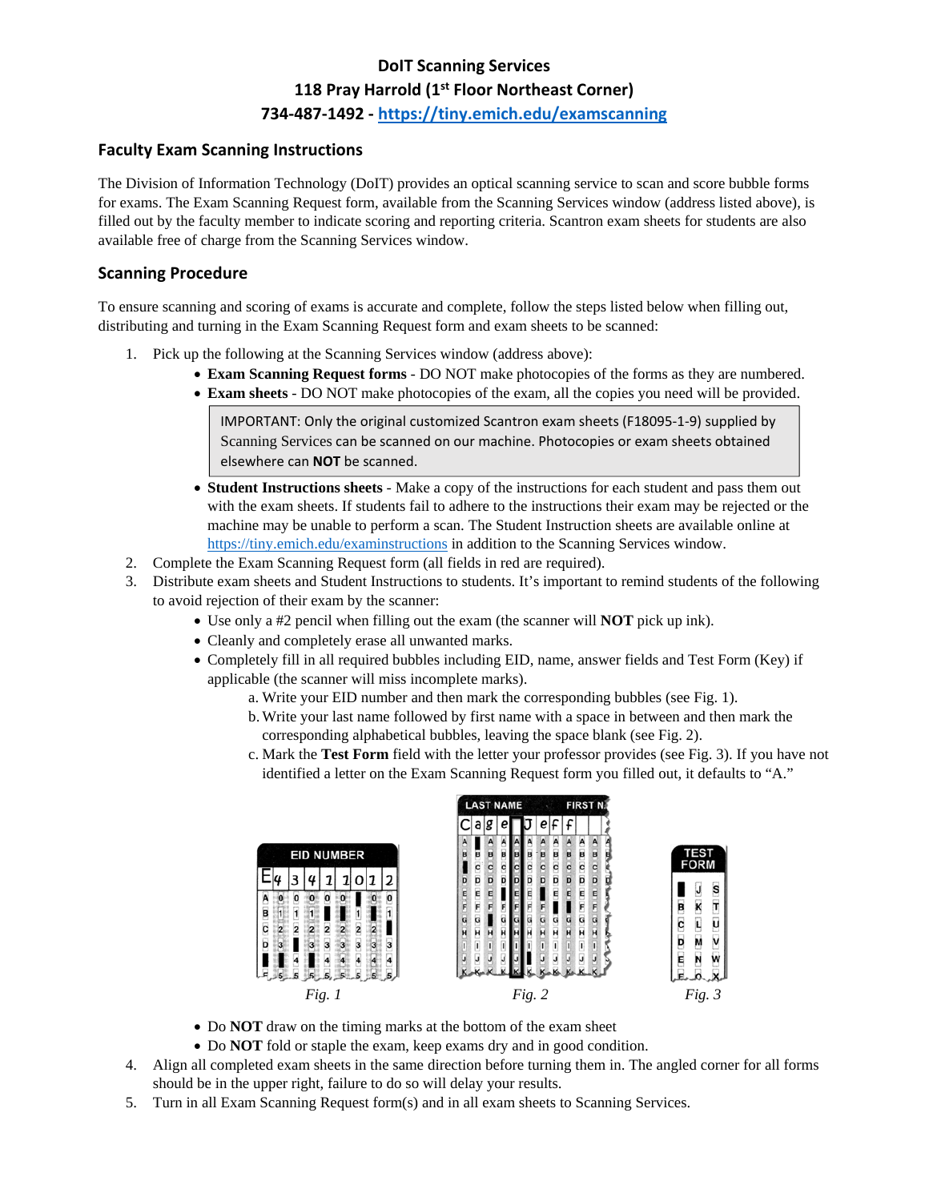**DoIT Scanning Services**
**118 Pray Harrold (1st Floor Northeast Corner)**
**734-487-1492 - https://tiny.emich.edu/examscanning**

## Faculty Exam Scanning Instructions

The Division of Information Technology (DoIT) provides an optical scanning service to scan and score bubble forms for exams. The Exam Scanning Request form, available from the Scanning Services window (address listed above), is filled out by the faculty member to indicate scoring and reporting criteria. Scantron exam sheets for students are also available free of charge from the Scanning Services window.

## Scanning Procedure

To ensure scanning and scoring of exams is accurate and complete, follow the steps listed below when filling out, distributing and turning in the Exam Scanning Request form and exam sheets to be scanned:

1. Pick up the following at the Scanning Services window (address above):
   - **Exam Scanning Request forms** - DO NOT make photocopies of the forms as they are numbered.
   - **Exam sheets** - DO NOT make photocopies of the exam, all the copies you need will be provided.

     > IMPORTANT: Only the original customized Scantron exam sheets (F18095-1-9) supplied by Scanning Services can be scanned on our machine. Photocopies or exam sheets obtained elsewhere can **NOT** be scanned.

   - **Student Instructions sheets** - Make a copy of the instructions for each student and pass them out with the exam sheets. If students fail to adhere to the instructions their exam may be rejected or the machine may be unable to perform a scan. The Student Instruction sheets are available online at https://tiny.emich.edu/examinstructions in addition to the Scanning Services window.
2. Complete the Exam Scanning Request form (all fields in red are required).
3. Distribute exam sheets and Student Instructions to students. It's important to remind students of the following to avoid rejection of their exam by the scanner:
   - Use only a #2 pencil when filling out the exam (the scanner will **NOT** pick up ink).
   - Cleanly and completely erase all unwanted marks.
   - Completely fill in all required bubbles including EID, name, answer fields and Test Form (Key) if applicable (the scanner will miss incomplete marks).
     a. Write your EID number and then mark the corresponding bubbles (see Fig. 1).
     b. Write your last name followed by first name with a space in between and then mark the corresponding alphabetical bubbles, leaving the space blank (see Fig. 2).
     c. Mark the **Test Form** field with the letter your professor provides (see Fig. 3). If you have not identified a letter on the Exam Scanning Request form you filled out, it defaults to "A."

     *Fig. 1* *Fig. 2* *Fig. 3*

   - Do **NOT** draw on the timing marks at the bottom of the exam sheet
   - Do **NOT** fold or staple the exam, keep exams dry and in good condition.
4. Align all completed exam sheets in the same direction before turning them in. The angled corner for all forms should be in the upper right, failure to do so will delay your results.
5. Turn in all Exam Scanning Request form(s) and in all exam sheets to Scanning Services.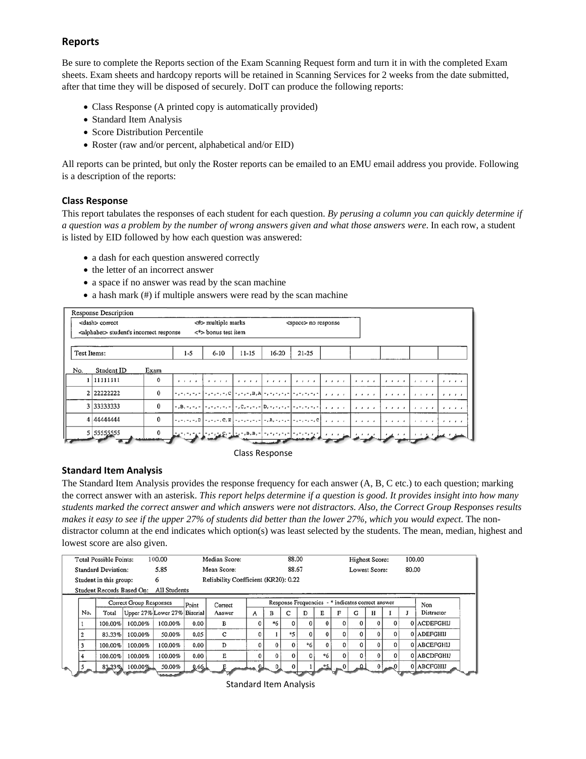## Reports

Be sure to complete the Reports section of the Exam Scanning Request form and turn it in with the completed Exam sheets. Exam sheets and hardcopy reports will be retained in Scanning Services for 2 weeks from the date submitted, after that time they will be disposed of securely. DoIT can produce the following reports:

- Class Response (A printed copy is automatically provided)
- Standard Item Analysis
- Score Distribution Percentile
- Roster (raw and/or percent, alphabetical and/or EID)

All reports can be printed, but only the Roster reports can be emailed to an EMU email address you provide. Following is a description of the reports:

### Class Response

This report tabulates the responses of each student for each question. *By perusing a column you can quickly determine if a question was a problem by the number of wrong answers given and what those answers were.* In each row, a student is listed by EID followed by how each question was answered:

- a dash for each question answered correctly
- the letter of an incorrect answer
- a space if no answer was read by the scan machine
- a hash mark (#) if multiple answers were read by the scan machine

Response Description

<dash> correct | <#> multiple marks | <space> no response
<alphabet> student's incorrect response | <*> bonus test item

| No. | Student ID | Exam | 1-5 | 6-10 | 11-15 | 16-20 | 21-25 | | | | | |
|---|---|---|---|---|---|---|---|---|---|---|---|---|
| 1 | 11111111 | 0 | , , , , | , , , , | , , , , | , , , , | , , , , | , , , , | , , , , | , , , , | , , , , | , , , , |
| 2 | 22222222 | 0 | -,-,-,-,- | -,-,-,-,C | -,-,-,B,A | -,-,-,-,- | -,-,-,-,- | , , , , | , , , , | , , , , | , , , , | , , , , |
| 3 | 33333333 | 0 | -,B,-,-,- | -,-,-,-,- | -,C,-,-,- | D,-,-,-,- | -,-,-,-,- | , , , , | , , , , | , , , , | , , , , | , , , , |
| 4 | 44444444 | 0 | -,-,-,-,D | -,-,-,C,E | -,-,-,-,- | -,A,-,-,- | -,-,-,-,C | , , , , | , , , , | , , , , | , , , , | , , , , |
| 5 | 55555555 | 0 | -,-,-,-,- | -,-,-,C,- | -,-,B,B,- | -,-,-,-,- | -,-,-,-,- | , , , , | , , , , | , , , , | , , , , | , , , , |

Class Response

### Standard Item Analysis

The Standard Item Analysis provides the response frequency for each answer (A, B, C etc.) to each question; marking the correct answer with an asterisk. *This report helps determine if a question is good. It provides insight into how many students marked the correct answer and which answers were not distractors. Also, the Correct Group Responses results makes it easy to see if the upper 27% of students did better than the lower 27%, which you would expect.* The non-distractor column at the end indicates which option(s) was least selected by the students. The mean, median, highest and lowest score are also given.

Total Possible Points: 100.00 | Median Score: 88.00 | Highest Score: 100.00
Standard Deviation: 5.85 | Mean Score: 88.67 | Lowest Score: 80.00
Student in this group: 6 | Reliability Coefficient (KR20): 0.22
Student Records Based On: All Students

| No. | Correct Group Responses | | | Point Biserial | Correct Answer | Response Frequencies - * indicates correct answer | | | | | | | | | | Non Distractor |
|---|---|---|---|---|---|---|---|---|---|---|---|---|---|---|---|---|
| | Total | Upper 27% | Lower 27% | | | A | B | C | D | E | F | G | H | I | J | |
| 1 | 100.00% | 100.00% | 100.00% | 0.00 | B | 0 | *6 | 0 | 0 | 0 | 0 | 0 | 0 | 0 | 0 | ACDEFGHIJ |
| 2 | 83.33% | 100.00% | 50.00% | 0.05 | C | 0 | 1 | *5 | 0 | 0 | 0 | 0 | 0 | 0 | 0 | ADEFGHIJ |
| 3 | 100.00% | 100.00% | 100.00% | 0.00 | D | 0 | 0 | 0 | *6 | 0 | 0 | 0 | 0 | 0 | 0 | ABCEFGHIJ |
| 4 | 100.00% | 100.00% | 100.00% | 0.00 | E | 0 | 0 | 0 | 0 | *6 | 0 | 0 | 0 | 0 | 0 | ABCDFGHIJ |
| 5 | 83.33% | 100.00% | 50.00% | 0.66 | E | 0 | 0 | 0 | 1 | *5 | 0 | 0 | 0 | 0 | 0 | ABCFGHIJ |

Standard Item Analysis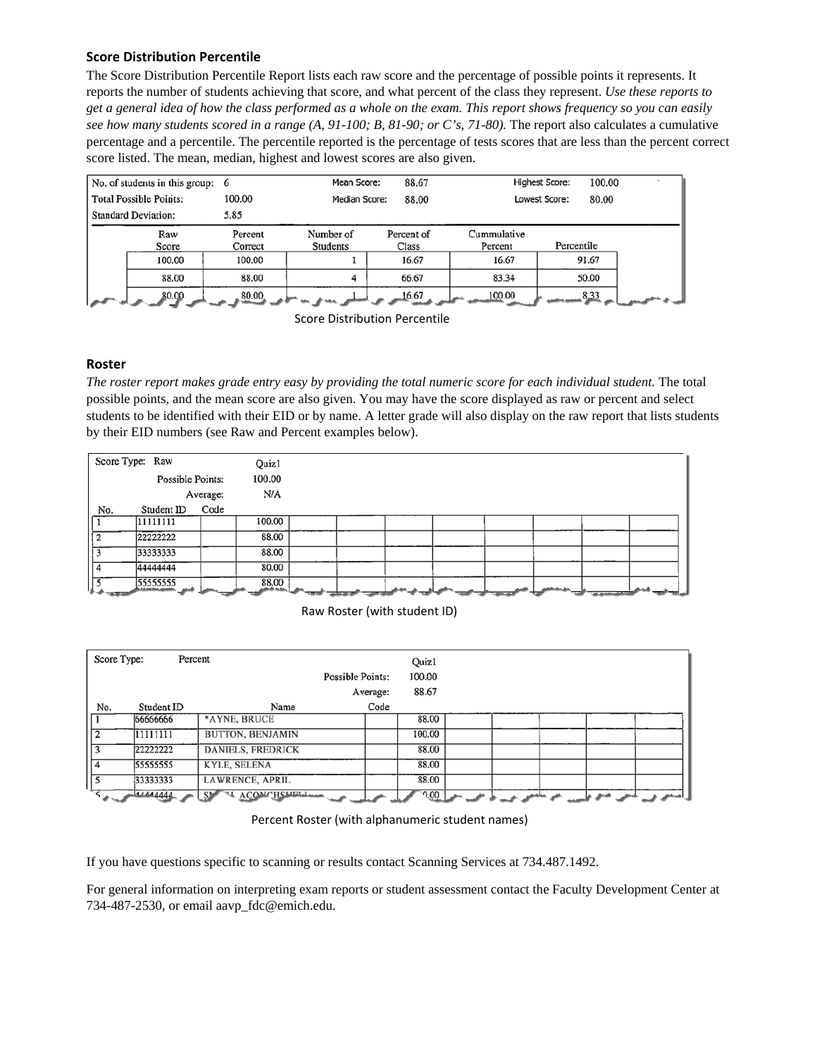## Score Distribution Percentile

The Score Distribution Percentile Report lists each raw score and the percentage of possible points it represents. It reports the number of students achieving that score, and what percent of the class they represent. *Use these reports to get a general idea of how the class performed as a whole on the exam. This report shows frequency so you can easily see how many students scored in a range (A, 91-100; B, 81-90; or C's, 71-80).* The report also calculates a cumulative percentage and a percentile. The percentile reported is the percentage of tests scores that are less than the percent correct score listed. The mean, median, highest and lowest scores are also given.

| | | | | | |
|---|---|---|---|---|---|
| No. of students in this group: | 6 | Mean Score: | 88.67 | Highest Score: | 100.00 |
| Total Possible Points: | 100.00 | Median Score: | 88.00 | Lowest Score: | 80.00 |
| Standard Deviation: | 5.85 | | | | |

| Raw Score | Percent Correct | Number of Students | Percent of Class | Cummulative Percent | Percentile |
|---|---|---|---|---|---|
| 100.00 | 100.00 | 1 | 16.67 | 16.67 | 91.67 |
| 88.00 | 88.00 | 4 | 66.67 | 83.34 | 50.00 |
| 80.00 | 80.00 | 1 | 16.67 | 100.00 | 8.33 |

Score Distribution Percentile

## Roster

*The roster report makes grade entry easy by providing the total numeric score for each individual student.* The total possible points, and the mean score are also given. You may have the score displayed as raw or percent and select students to be identified with their EID or by name. A letter grade will also display on the raw report that lists students by their EID numbers (see Raw and Percent examples below).

Score Type: Raw

| No. | Student ID | Code | Quiz1 |
|---|---|---|---|
| | | Possible Points: | 100.00 |
| | | Average: | N/A |
| 1 | 11111111 | | 100.00 |
| 2 | 22222222 | | 88.00 |
| 3 | 33333333 | | 88.00 |
| 4 | 44444444 | | 80.00 |
| 5 | 55555555 | | 88.00 |

Raw Roster (with student ID)

Score Type: Percent

| No. | Student ID | Name | Code | Quiz1 |
|---|---|---|---|---|
| | | | Possible Points: | 100.00 |
| | | | Average: | 88.67 |
| 1 | 66666666 | *AYNE, BRUCE | | 88.00 |
| 2 | 11111111 | BUTTON, BENJAMIN | | 100.00 |
| 3 | 22222222 | DANIELS, FREDRICK | | 88.00 |
| 4 | 55555555 | KYLE, SELENA | | 88.00 |
| 5 | 33333333 | LAWRENCE, APRIL | | 88.00 |
| 6 | 44444444 | SH... ACONCHSHELL | | 80.00 |

Percent Roster (with alphanumeric student names)

If you have questions specific to scanning or results contact Scanning Services at 734.487.1492.

For general information on interpreting exam reports or student assessment contact the Faculty Development Center at 734-487-2530, or email aavp_fdc@emich.edu.